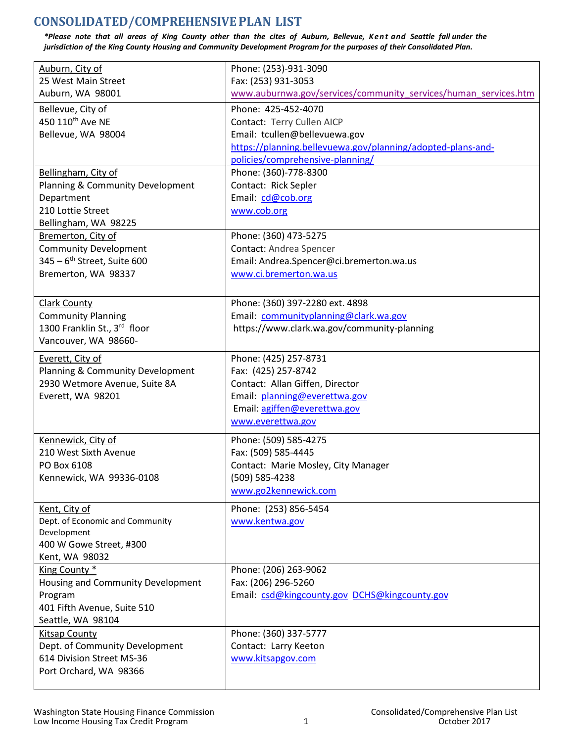# CONSOLIDATED/COMPREHENSIVE PLAN LIST

***Please note that all areas of King County other than the cites of Auburn, Bellevue, Kent and Seattle fall under the jurisdiction of the King County Housing and Community Development Program for the purposes of their Consolidated Plan.***

| | |
|---|---|
| Auburn, City of<br>25 West Main Street<br>Auburn, WA 98001 | Phone: (253)-931-3090<br>Fax: (253) 931-3053<br>www.auburnwa.gov/services/community_services/human_services.htm |
| Bellevue, City of<br>450 110th Ave NE<br>Bellevue, WA 98004 | Phone: 425-452-4070<br>Contact: Terry Cullen AICP<br>Email: tcullen@bellevuewa.gov<br>https://planning.bellevuewa.gov/planning/adopted-plans-and-policies/comprehensive-planning/ |
| Bellingham, City of<br>Planning & Community Development Department<br>210 Lottie Street<br>Bellingham, WA 98225 | Phone: (360)-778-8300<br>Contact: Rick Sepler<br>Email: cd@cob.org<br>www.cob.org |
| Bremerton, City of<br>Community Development<br>345 – 6th Street, Suite 600<br>Bremerton, WA 98337 | Phone: (360) 473-5275<br>Contact: Andrea Spencer<br>Email: Andrea.Spencer@ci.bremerton.wa.us<br>www.ci.bremerton.wa.us |
| Clark County<br>Community Planning<br>1300 Franklin St., 3rd floor<br>Vancouver, WA 98660- | Phone: (360) 397-2280 ext. 4898<br>Email: communityplanning@clark.wa.gov<br>https://www.clark.wa.gov/community-planning |
| Everett, City of<br>Planning & Community Development<br>2930 Wetmore Avenue, Suite 8A<br>Everett, WA 98201 | Phone: (425) 257-8731<br>Fax: (425) 257-8742<br>Contact: Allan Giffen, Director<br>Email: planning@everettwa.gov<br>Email: agiffen@everettwa.gov<br>www.everettwa.gov |
| Kennewick, City of<br>210 West Sixth Avenue<br>PO Box 6108<br>Kennewick, WA 99336-0108 | Phone: (509) 585-4275<br>Fax: (509) 585-4445<br>Contact: Marie Mosley, City Manager<br>(509) 585-4238<br>www.go2kennewick.com |
| Kent, City of<br>Dept. of Economic and Community Development<br>400 W Gowe Street, #300<br>Kent, WA 98032 | Phone: (253) 856-5454<br>www.kentwa.gov |
| King County *<br>Housing and Community Development Program<br>401 Fifth Avenue, Suite 510<br>Seattle, WA 98104 | Phone: (206) 263-9062<br>Fax: (206) 296-5260<br>Email: csd@kingcounty.gov DCHS@kingcounty.gov |
| Kitsap County<br>Dept. of Community Development<br>614 Division Street MS-36<br>Port Orchard, WA 98366 | Phone: (360) 337-5777<br>Contact: Larry Keeton<br>www.kitsapgov.com |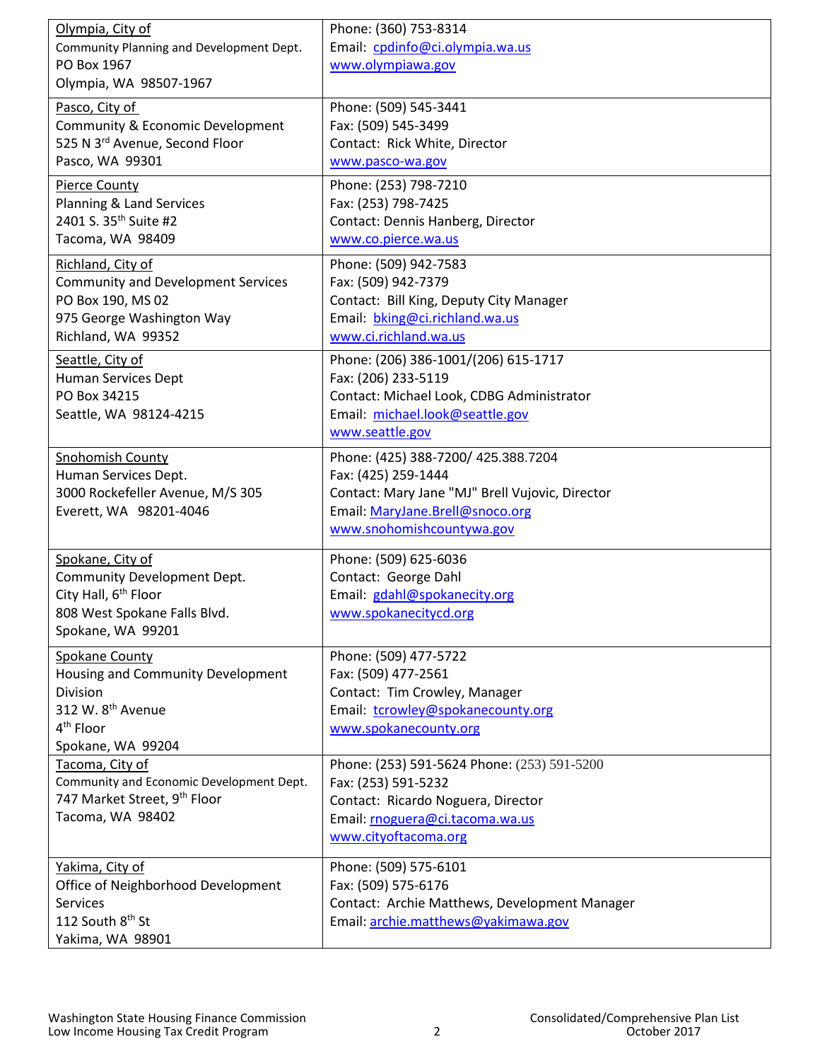| | |
|---|---|
| Olympia, City of<br>Community Planning and Development Dept.<br>PO Box 1967<br>Olympia, WA 98507-1967 | Phone: (360) 753-8314<br>Email: cpdinfo@ci.olympia.wa.us<br>www.olympiawa.gov |
| Pasco, City of<br>Community & Economic Development<br>525 N 3rd Avenue, Second Floor<br>Pasco, WA 99301 | Phone: (509) 545-3441<br>Fax: (509) 545-3499<br>Contact: Rick White, Director<br>www.pasco-wa.gov |
| Pierce County<br>Planning & Land Services<br>2401 S. 35th Suite #2<br>Tacoma, WA 98409 | Phone: (253) 798-7210<br>Fax: (253) 798-7425<br>Contact: Dennis Hanberg, Director<br>www.co.pierce.wa.us |
| Richland, City of<br>Community and Development Services<br>PO Box 190, MS 02<br>975 George Washington Way<br>Richland, WA 99352 | Phone: (509) 942-7583<br>Fax: (509) 942-7379<br>Contact: Bill King, Deputy City Manager<br>Email: bking@ci.richland.wa.us<br>www.ci.richland.wa.us |
| Seattle, City of<br>Human Services Dept<br>PO Box 34215<br>Seattle, WA 98124-4215 | Phone: (206) 386-1001/(206) 615-1717<br>Fax: (206) 233-5119<br>Contact: Michael Look, CDBG Administrator<br>Email: michael.look@seattle.gov<br>www.seattle.gov |
| Snohomish County<br>Human Services Dept.<br>3000 Rockefeller Avenue, M/S 305<br>Everett, WA 98201-4046 | Phone: (425) 388-7200/ 425.388.7204<br>Fax: (425) 259-1444<br>Contact: Mary Jane "MJ" Brell Vujovic, Director<br>Email: MaryJane.Brell@snoco.org<br>www.snohomishcountywa.gov |
| Spokane, City of<br>Community Development Dept.<br>City Hall, 6th Floor<br>808 West Spokane Falls Blvd.<br>Spokane, WA 99201 | Phone: (509) 625-6036<br>Contact: George Dahl<br>Email: gdahl@spokanecity.org<br>www.spokanecitycd.org |
| Spokane County<br>Housing and Community Development Division<br>312 W. 8th Avenue<br>4th Floor<br>Spokane, WA 99204 | Phone: (509) 477-5722<br>Fax: (509) 477-2561<br>Contact: Tim Crowley, Manager<br>Email: tcrowley@spokanecounty.org<br>www.spokanecounty.org |
| Tacoma, City of<br>Community and Economic Development Dept.<br>747 Market Street, 9th Floor<br>Tacoma, WA 98402 | Phone: (253) 591-5624 Phone: (253) 591-5200<br>Fax: (253) 591-5232<br>Contact: Ricardo Noguera, Director<br>Email: rnoguera@ci.tacoma.wa.us<br>www.cityoftacoma.org |
| Yakima, City of<br>Office of Neighborhood Development Services<br>112 South 8th St<br>Yakima, WA 98901 | Phone: (509) 575-6101<br>Fax: (509) 575-6176<br>Contact: Archie Matthews, Development Manager<br>Email: archie.matthews@yakimawa.gov |